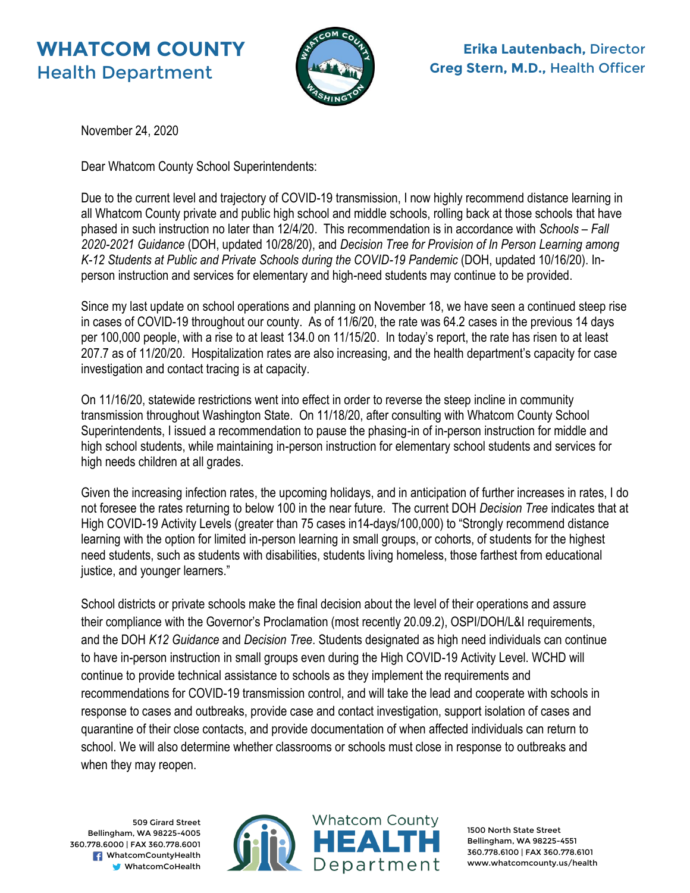# WHATCOM COUNTY
## Health Department

**Erika Lautenbach,** Director
**Greg Stern, M.D.,** Health Officer

November 24, 2020

Dear Whatcom County School Superintendents:

Due to the current level and trajectory of COVID-19 transmission, I now highly recommend distance learning in all Whatcom County private and public high school and middle schools, rolling back at those schools that have phased in such instruction no later than 12/4/20. This recommendation is in accordance with *Schools – Fall 2020-2021 Guidance* (DOH, updated 10/28/20), and *Decision Tree for Provision of In Person Learning among K-12 Students at Public and Private Schools during the COVID-19 Pandemic* (DOH, updated 10/16/20). In-person instruction and services for elementary and high-need students may continue to be provided.

Since my last update on school operations and planning on November 18, we have seen a continued steep rise in cases of COVID-19 throughout our county. As of 11/6/20, the rate was 64.2 cases in the previous 14 days per 100,000 people, with a rise to at least 134.0 on 11/15/20. In today's report, the rate has risen to at least 207.7 as of 11/20/20. Hospitalization rates are also increasing, and the health department's capacity for case investigation and contact tracing is at capacity.

On 11/16/20, statewide restrictions went into effect in order to reverse the steep incline in community transmission throughout Washington State. On 11/18/20, after consulting with Whatcom County School Superintendents, I issued a recommendation to pause the phasing-in of in-person instruction for middle and high school students, while maintaining in-person instruction for elementary school students and services for high needs children at all grades.

Given the increasing infection rates, the upcoming holidays, and in anticipation of further increases in rates, I do not foresee the rates returning to below 100 in the near future. The current DOH *Decision Tree* indicates that at High COVID-19 Activity Levels (greater than 75 cases in14-days/100,000) to "Strongly recommend distance learning with the option for limited in-person learning in small groups, or cohorts, of students for the highest need students, such as students with disabilities, students living homeless, those farthest from educational justice, and younger learners."

School districts or private schools make the final decision about the level of their operations and assure their compliance with the Governor's Proclamation (most recently 20.09.2), OSPI/DOH/L&I requirements, and the DOH *K12 Guidance* and *Decision Tree*. Students designated as high need individuals can continue to have in-person instruction in small groups even during the High COVID-19 Activity Level. WCHD will continue to provide technical assistance to schools as they implement the requirements and recommendations for COVID-19 transmission control, and will take the lead and cooperate with schools in response to cases and outbreaks, provide case and contact investigation, support isolation of cases and quarantine of their close contacts, and provide documentation of when affected individuals can return to school. We will also determine whether classrooms or schools must close in response to outbreaks and when they may reopen.

509 Girard Street
Bellingham, WA 98225-4005
360.778.6000 | FAX 360.778.6001
WhatcomCountyHealth
WhatcomCoHealth

Whatcom County HEALTH Department

1500 North State Street
Bellingham, WA 98225-4551
360.778.6100 | FAX 360.778.6101
www.whatcomcounty.us/health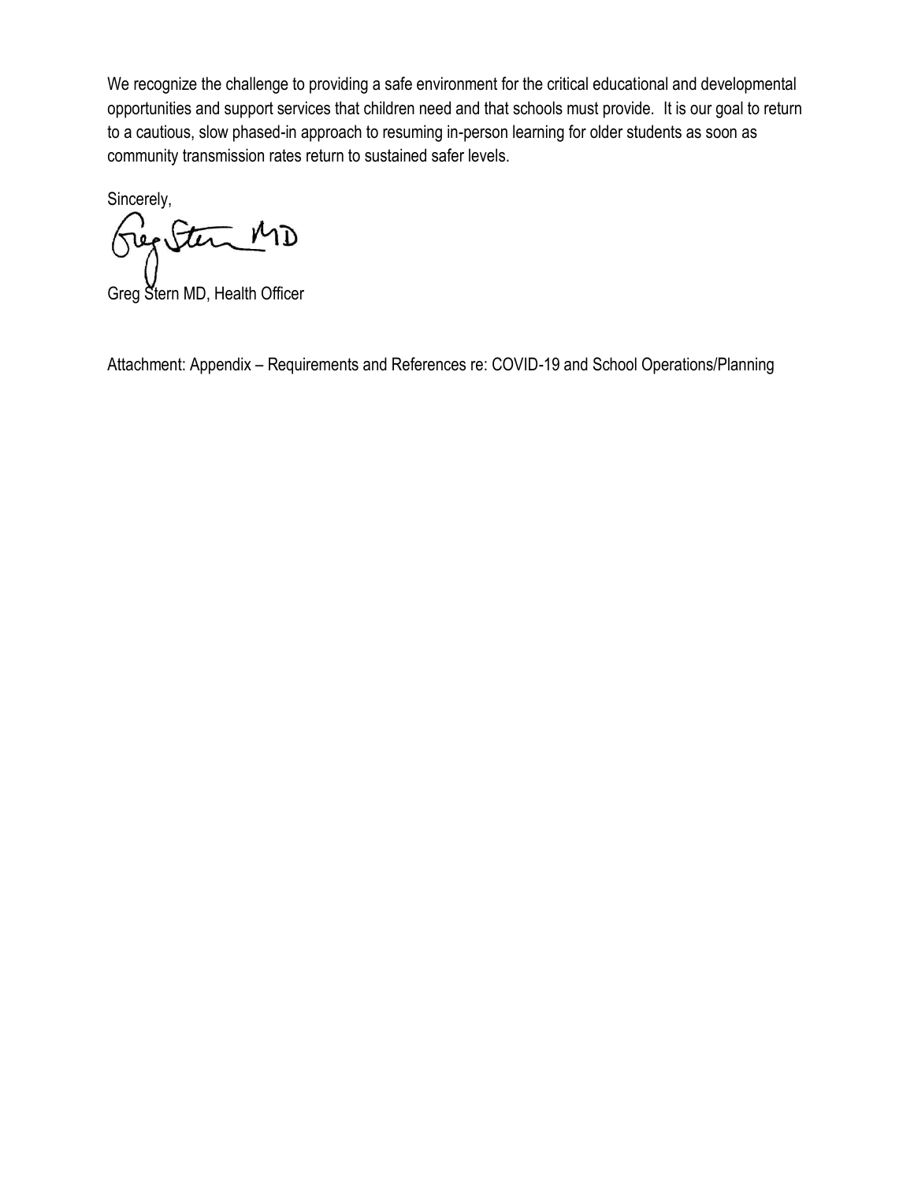We recognize the challenge to providing a safe environment for the critical educational and developmental opportunities and support services that children need and that schools must provide. It is our goal to return to a cautious, slow phased-in approach to resuming in-person learning for older students as soon as community transmission rates return to sustained safer levels.

Sincerely,

Greg Stern MD

Greg Stern MD, Health Officer

Attachment: Appendix – Requirements and References re: COVID-19 and School Operations/Planning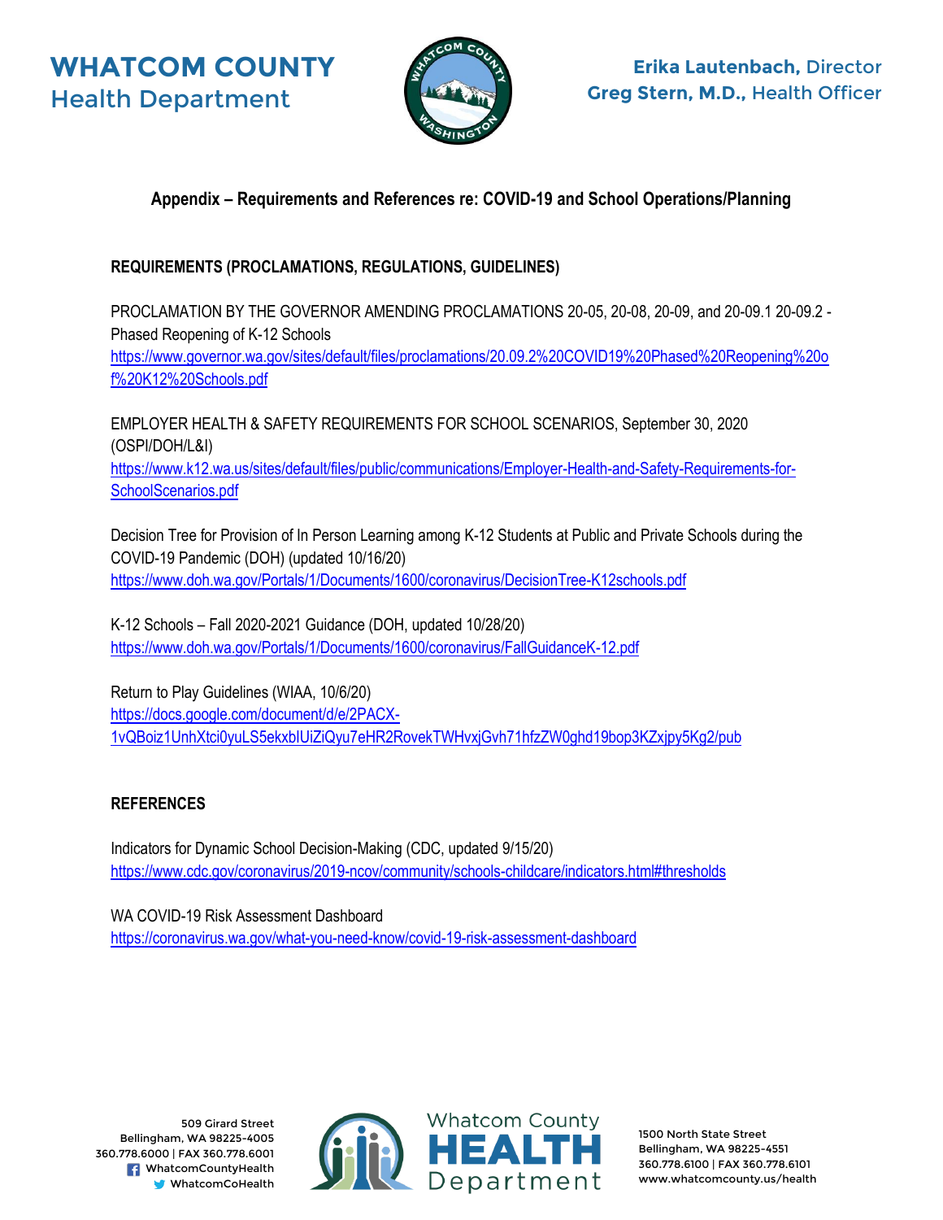# WHATCOM COUNTY
## Health Department

**Erika Lautenbach,** Director
**Greg Stern, M.D.,** Health Officer

### Appendix – Requirements and References re: COVID-19 and School Operations/Planning

**REQUIREMENTS (PROCLAMATIONS, REGULATIONS, GUIDELINES)**

PROCLAMATION BY THE GOVERNOR AMENDING PROCLAMATIONS 20-05, 20-08, 20-09, and 20-09.1 20-09.2 - Phased Reopening of K-12 Schools
https://www.governor.wa.gov/sites/default/files/proclamations/20.09.2%20COVID19%20Phased%20Reopening%20of%20K12%20Schools.pdf

EMPLOYER HEALTH & SAFETY REQUIREMENTS FOR SCHOOL SCENARIOS, September 30, 2020 (OSPI/DOH/L&I)
https://www.k12.wa.us/sites/default/files/public/communications/Employer-Health-and-Safety-Requirements-for-SchoolScenarios.pdf

Decision Tree for Provision of In Person Learning among K-12 Students at Public and Private Schools during the COVID-19 Pandemic (DOH) (updated 10/16/20)
https://www.doh.wa.gov/Portals/1/Documents/1600/coronavirus/DecisionTree-K12schools.pdf

K-12 Schools – Fall 2020-2021 Guidance (DOH, updated 10/28/20)
https://www.doh.wa.gov/Portals/1/Documents/1600/coronavirus/FallGuidanceK-12.pdf

Return to Play Guidelines (WIAA, 10/6/20)
https://docs.google.com/document/d/e/2PACX-1vQBoiz1UnhXtci0yuLS5ekxblUiZiQyu7eHR2RovekTWHvxjGvh71hfzZW0ghd19bop3KZxjpy5Kg2/pub

**REFERENCES**

Indicators for Dynamic School Decision-Making (CDC, updated 9/15/20)
https://www.cdc.gov/coronavirus/2019-ncov/community/schools-childcare/indicators.html#thresholds

WA COVID-19 Risk Assessment Dashboard
https://coronavirus.wa.gov/what-you-need-know/covid-19-risk-assessment-dashboard

509 Girard Street
Bellingham, WA 98225-4005
360.778.6000 | FAX 360.778.6001
WhatcomCountyHealth
WhatcomCoHealth

Whatcom County HEALTH Department

1500 North State Street
Bellingham, WA 98225-4551
360.778.6100 | FAX 360.778.6101
www.whatcomcounty.us/health